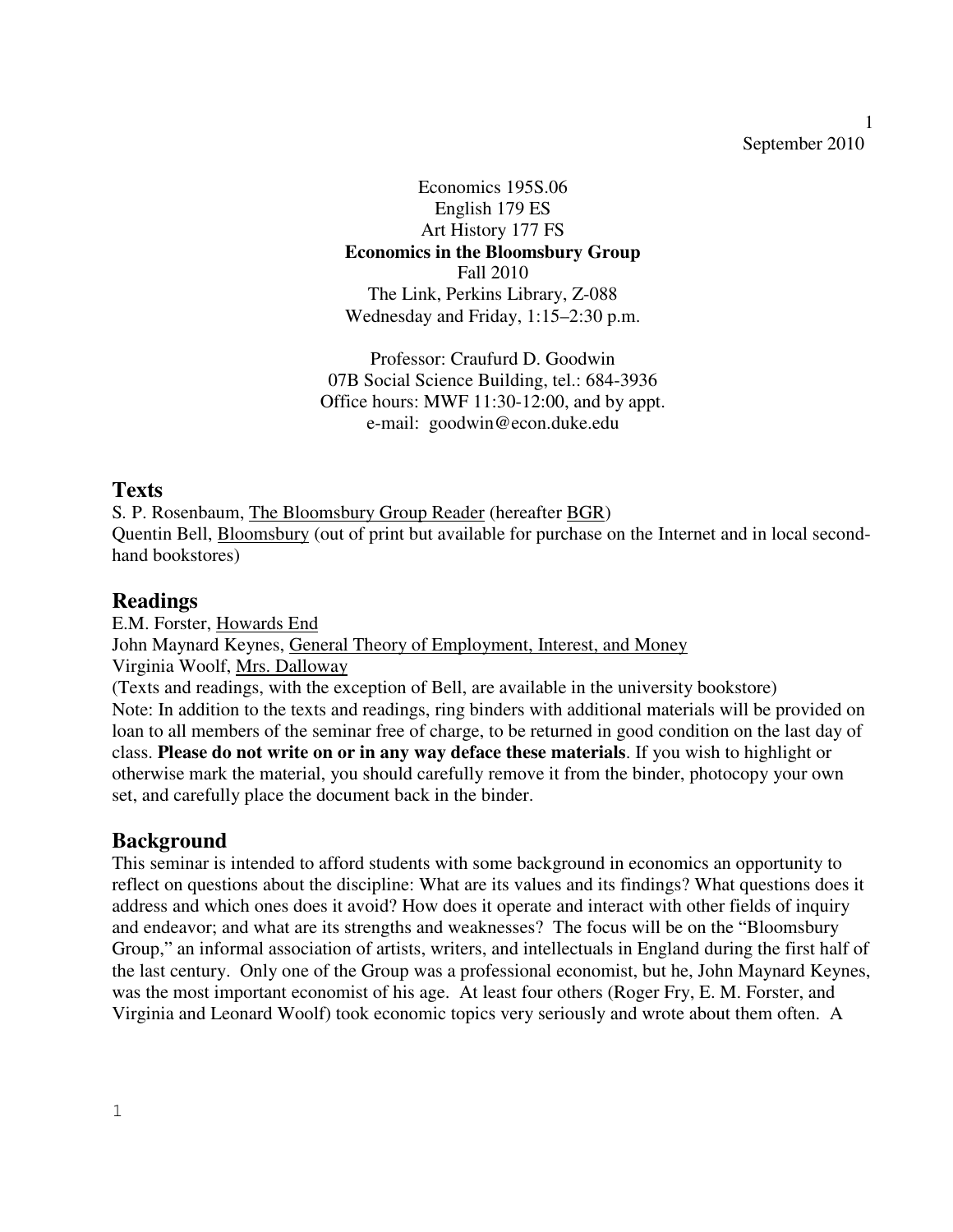September 2010

Economics 195S.06
English 179 ES
Art History 177 FS
**Economics in the Bloomsbury Group**
Fall 2010
The Link, Perkins Library, Z-088
Wednesday and Friday, 1:15–2:30 p.m.

Professor: Craufurd D. Goodwin
07B Social Science Building, tel.: 684-3936
Office hours: MWF 11:30-12:00, and by appt.
e-mail: goodwin@econ.duke.edu

## Texts

S. P. Rosenbaum, The Bloomsbury Group Reader (hereafter BGR)
Quentin Bell, Bloomsbury (out of print but available for purchase on the Internet and in local second-hand bookstores)

## Readings

E.M. Forster, Howards End
John Maynard Keynes, General Theory of Employment, Interest, and Money
Virginia Woolf, Mrs. Dalloway
(Texts and readings, with the exception of Bell, are available in the university bookstore)
Note: In addition to the texts and readings, ring binders with additional materials will be provided on loan to all members of the seminar free of charge, to be returned in good condition on the last day of class. **Please do not write on or in any way deface these materials**. If you wish to highlight or otherwise mark the material, you should carefully remove it from the binder, photocopy your own set, and carefully place the document back in the binder.

## Background

This seminar is intended to afford students with some background in economics an opportunity to reflect on questions about the discipline: What are its values and its findings? What questions does it address and which ones does it avoid? How does it operate and interact with other fields of inquiry and endeavor; and what are its strengths and weaknesses? The focus will be on the "Bloomsbury Group," an informal association of artists, writers, and intellectuals in England during the first half of the last century. Only one of the Group was a professional economist, but he, John Maynard Keynes, was the most important economist of his age. At least four others (Roger Fry, E. M. Forster, and Virginia and Leonard Woolf) took economic topics very seriously and wrote about them often. A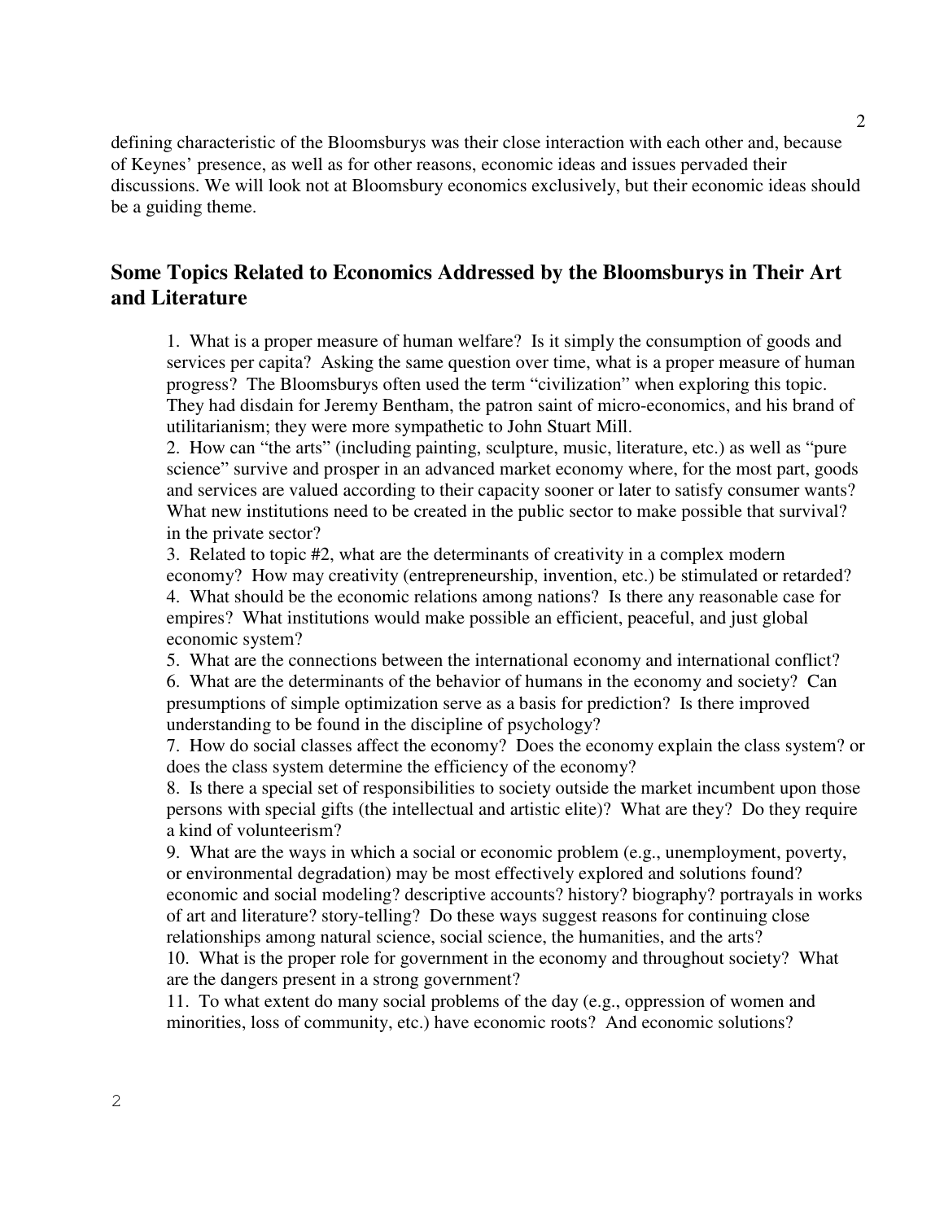defining characteristic of the Bloomsburys was their close interaction with each other and, because of Keynes' presence, as well as for other reasons, economic ideas and issues pervaded their discussions. We will look not at Bloomsbury economics exclusively, but their economic ideas should be a guiding theme.

## Some Topics Related to Economics Addressed by the Bloomsburys in Their Art and Literature

1. What is a proper measure of human welfare? Is it simply the consumption of goods and services per capita? Asking the same question over time, what is a proper measure of human progress? The Bloomsburys often used the term "civilization" when exploring this topic. They had disdain for Jeremy Bentham, the patron saint of micro-economics, and his brand of utilitarianism; they were more sympathetic to John Stuart Mill.
2. How can "the arts" (including painting, sculpture, music, literature, etc.) as well as "pure science" survive and prosper in an advanced market economy where, for the most part, goods and services are valued according to their capacity sooner or later to satisfy consumer wants? What new institutions need to be created in the public sector to make possible that survival? in the private sector?
3. Related to topic #2, what are the determinants of creativity in a complex modern economy? How may creativity (entrepreneurship, invention, etc.) be stimulated or retarded?
4. What should be the economic relations among nations? Is there any reasonable case for empires? What institutions would make possible an efficient, peaceful, and just global economic system?
5. What are the connections between the international economy and international conflict?
6. What are the determinants of the behavior of humans in the economy and society? Can presumptions of simple optimization serve as a basis for prediction? Is there improved understanding to be found in the discipline of psychology?
7. How do social classes affect the economy? Does the economy explain the class system? or does the class system determine the efficiency of the economy?
8. Is there a special set of responsibilities to society outside the market incumbent upon those persons with special gifts (the intellectual and artistic elite)? What are they? Do they require a kind of volunteerism?
9. What are the ways in which a social or economic problem (e.g., unemployment, poverty, or environmental degradation) may be most effectively explored and solutions found? economic and social modeling? descriptive accounts? history? biography? portrayals in works of art and literature? story-telling? Do these ways suggest reasons for continuing close relationships among natural science, social science, the humanities, and the arts?
10. What is the proper role for government in the economy and throughout society? What are the dangers present in a strong government?
11. To what extent do many social problems of the day (e.g., oppression of women and minorities, loss of community, etc.) have economic roots? And economic solutions?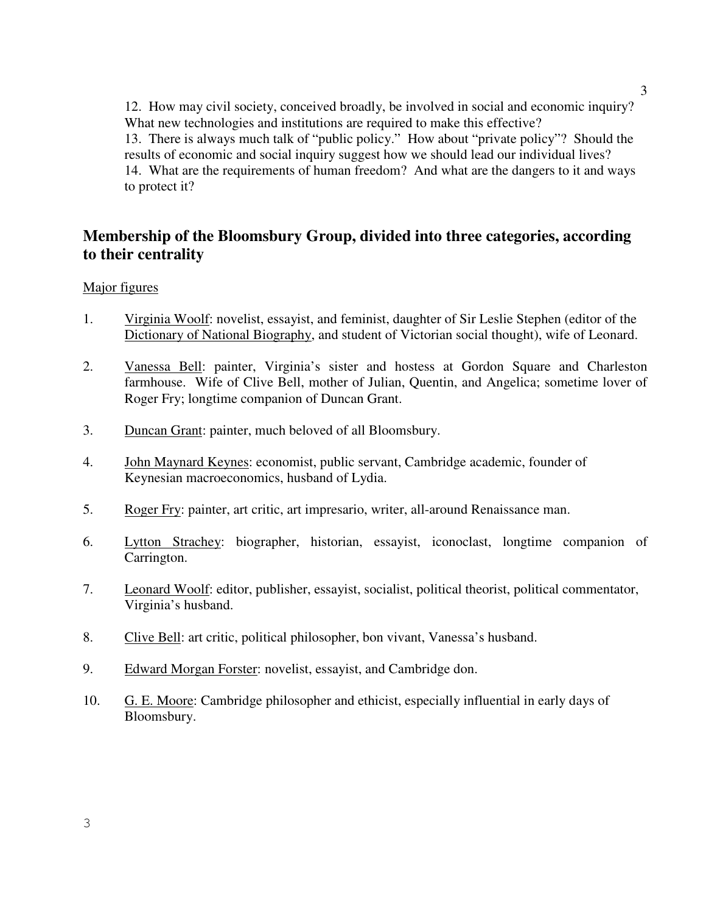12. How may civil society, conceived broadly, be involved in social and economic inquiry? What new technologies and institutions are required to make this effective?
13. There is always much talk of "public policy." How about "private policy"? Should the results of economic and social inquiry suggest how we should lead our individual lives?
14. What are the requirements of human freedom? And what are the dangers to it and ways to protect it?

## Membership of the Bloomsbury Group, divided into three categories, according to their centrality

<u>Major figures</u>

1. <u>Virginia Woolf</u>: novelist, essayist, and feminist, daughter of Sir Leslie Stephen (editor of the <u>Dictionary of National Biography</u>, and student of Victorian social thought), wife of Leonard.

2. <u>Vanessa Bell</u>: painter, Virginia's sister and hostess at Gordon Square and Charleston farmhouse. Wife of Clive Bell, mother of Julian, Quentin, and Angelica; sometime lover of Roger Fry; longtime companion of Duncan Grant.

3. <u>Duncan Grant</u>: painter, much beloved of all Bloomsbury.

4. <u>John Maynard Keynes</u>: economist, public servant, Cambridge academic, founder of Keynesian macroeconomics, husband of Lydia.

5. <u>Roger Fry</u>: painter, art critic, art impresario, writer, all-around Renaissance man.

6. <u>Lytton Strachey</u>: biographer, historian, essayist, iconoclast, longtime companion of Carrington.

7. <u>Leonard Woolf</u>: editor, publisher, essayist, socialist, political theorist, political commentator, Virginia's husband.

8. <u>Clive Bell</u>: art critic, political philosopher, bon vivant, Vanessa's husband.

9. <u>Edward Morgan Forster</u>: novelist, essayist, and Cambridge don.

10. <u>G. E. Moore</u>: Cambridge philosopher and ethicist, especially influential in early days of Bloomsbury.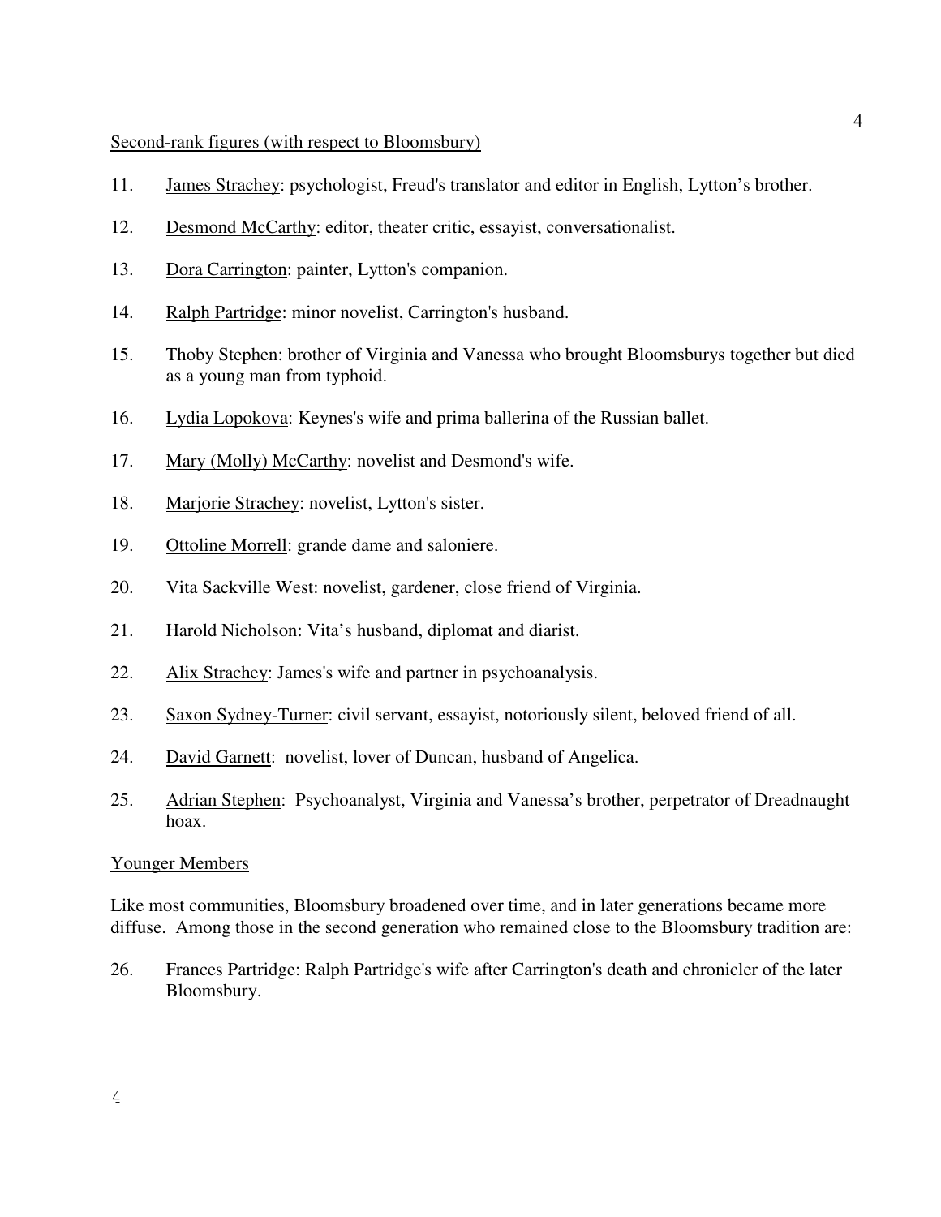<u>Second-rank figures (with respect to Bloomsbury)</u>

11. <u>James Strachey</u>: psychologist, Freud's translator and editor in English, Lytton's brother.

12. <u>Desmond McCarthy</u>: editor, theater critic, essayist, conversationalist.

13. <u>Dora Carrington</u>: painter, Lytton's companion.

14. <u>Ralph Partridge</u>: minor novelist, Carrington's husband.

15. <u>Thoby Stephen</u>: brother of Virginia and Vanessa who brought Bloomsburys together but died as a young man from typhoid.

16. <u>Lydia Lopokova</u>: Keynes's wife and prima ballerina of the Russian ballet.

17. <u>Mary (Molly) McCarthy</u>: novelist and Desmond's wife.

18. <u>Marjorie Strachey</u>: novelist, Lytton's sister.

19. <u>Ottoline Morrell</u>: grande dame and saloniere.

20. <u>Vita Sackville West</u>: novelist, gardener, close friend of Virginia.

21. <u>Harold Nicholson</u>: Vita's husband, diplomat and diarist.

22. <u>Alix Strachey</u>: James's wife and partner in psychoanalysis.

23. <u>Saxon Sydney-Turner</u>: civil servant, essayist, notoriously silent, beloved friend of all.

24. <u>David Garnett</u>: novelist, lover of Duncan, husband of Angelica.

25. <u>Adrian Stephen</u>: Psychoanalyst, Virginia and Vanessa's brother, perpetrator of Dreadnaught hoax.

<u>Younger Members</u>

Like most communities, Bloomsbury broadened over time, and in later generations became more diffuse. Among those in the second generation who remained close to the Bloomsbury tradition are:

26. <u>Frances Partridge</u>: Ralph Partridge's wife after Carrington's death and chronicler of the later Bloomsbury.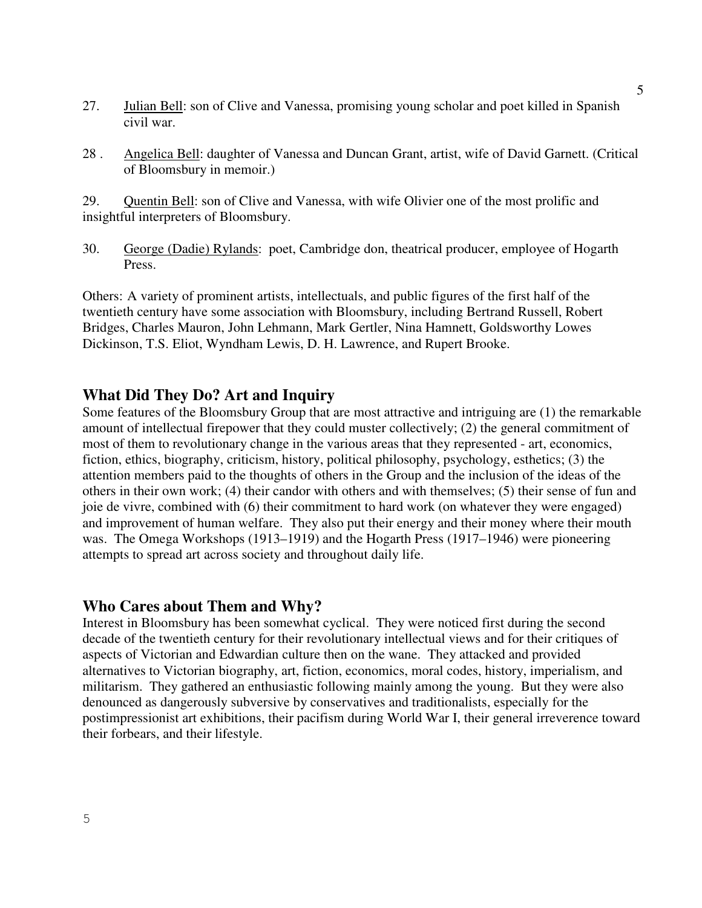27. <u>Julian Bell</u>: son of Clive and Vanessa, promising young scholar and poet killed in Spanish civil war.

28 . <u>Angelica Bell</u>: daughter of Vanessa and Duncan Grant, artist, wife of David Garnett. (Critical of Bloomsbury in memoir.)

29. <u>Quentin Bell</u>: son of Clive and Vanessa, with wife Olivier one of the most prolific and insightful interpreters of Bloomsbury.

30. <u>George (Dadie) Rylands</u>: poet, Cambridge don, theatrical producer, employee of Hogarth Press.

Others: A variety of prominent artists, intellectuals, and public figures of the first half of the twentieth century have some association with Bloomsbury, including Bertrand Russell, Robert Bridges, Charles Mauron, John Lehmann, Mark Gertler, Nina Hamnett, Goldsworthy Lowes Dickinson, T.S. Eliot, Wyndham Lewis, D. H. Lawrence, and Rupert Brooke.

## What Did They Do? Art and Inquiry

Some features of the Bloomsbury Group that are most attractive and intriguing are (1) the remarkable amount of intellectual firepower that they could muster collectively; (2) the general commitment of most of them to revolutionary change in the various areas that they represented - art, economics, fiction, ethics, biography, criticism, history, political philosophy, psychology, esthetics; (3) the attention members paid to the thoughts of others in the Group and the inclusion of the ideas of the others in their own work; (4) their candor with others and with themselves; (5) their sense of fun and joie de vivre, combined with (6) their commitment to hard work (on whatever they were engaged) and improvement of human welfare. They also put their energy and their money where their mouth was. The Omega Workshops (1913–1919) and the Hogarth Press (1917–1946) were pioneering attempts to spread art across society and throughout daily life.

## Who Cares about Them and Why?

Interest in Bloomsbury has been somewhat cyclical. They were noticed first during the second decade of the twentieth century for their revolutionary intellectual views and for their critiques of aspects of Victorian and Edwardian culture then on the wane. They attacked and provided alternatives to Victorian biography, art, fiction, economics, moral codes, history, imperialism, and militarism. They gathered an enthusiastic following mainly among the young. But they were also denounced as dangerously subversive by conservatives and traditionalists, especially for the postimpressionist art exhibitions, their pacifism during World War I, their general irreverence toward their forbears, and their lifestyle.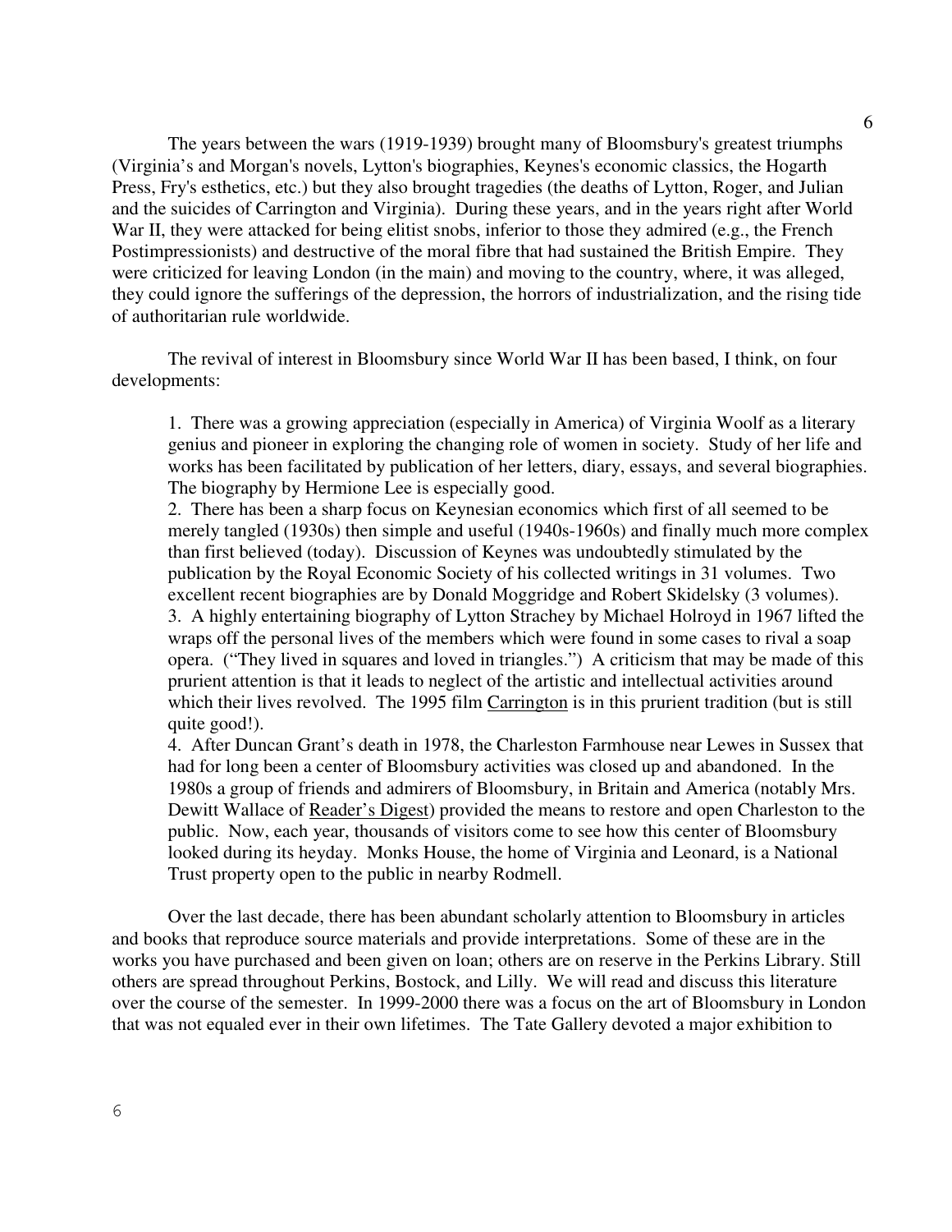The years between the wars (1919-1939) brought many of Bloomsbury's greatest triumphs (Virginia's and Morgan's novels, Lytton's biographies, Keynes's economic classics, the Hogarth Press, Fry's esthetics, etc.) but they also brought tragedies (the deaths of Lytton, Roger, and Julian and the suicides of Carrington and Virginia). During these years, and in the years right after World War II, they were attacked for being elitist snobs, inferior to those they admired (e.g., the French Postimpressionists) and destructive of the moral fibre that had sustained the British Empire. They were criticized for leaving London (in the main) and moving to the country, where, it was alleged, they could ignore the sufferings of the depression, the horrors of industrialization, and the rising tide of authoritarian rule worldwide.

The revival of interest in Bloomsbury since World War II has been based, I think, on four developments:

1. There was a growing appreciation (especially in America) of Virginia Woolf as a literary genius and pioneer in exploring the changing role of women in society. Study of her life and works has been facilitated by publication of her letters, diary, essays, and several biographies. The biography by Hermione Lee is especially good.
2. There has been a sharp focus on Keynesian economics which first of all seemed to be merely tangled (1930s) then simple and useful (1940s-1960s) and finally much more complex than first believed (today). Discussion of Keynes was undoubtedly stimulated by the publication by the Royal Economic Society of his collected writings in 31 volumes. Two excellent recent biographies are by Donald Moggridge and Robert Skidelsky (3 volumes).
3. A highly entertaining biography of Lytton Strachey by Michael Holroyd in 1967 lifted the wraps off the personal lives of the members which were found in some cases to rival a soap opera. ("They lived in squares and loved in triangles.") A criticism that may be made of this prurient attention is that it leads to neglect of the artistic and intellectual activities around which their lives revolved. The 1995 film Carrington is in this prurient tradition (but is still quite good!).
4. After Duncan Grant's death in 1978, the Charleston Farmhouse near Lewes in Sussex that had for long been a center of Bloomsbury activities was closed up and abandoned. In the 1980s a group of friends and admirers of Bloomsbury, in Britain and America (notably Mrs. Dewitt Wallace of Reader's Digest) provided the means to restore and open Charleston to the public. Now, each year, thousands of visitors come to see how this center of Bloomsbury looked during its heyday. Monks House, the home of Virginia and Leonard, is a National Trust property open to the public in nearby Rodmell.

Over the last decade, there has been abundant scholarly attention to Bloomsbury in articles and books that reproduce source materials and provide interpretations. Some of these are in the works you have purchased and been given on loan; others are on reserve in the Perkins Library. Still others are spread throughout Perkins, Bostock, and Lilly. We will read and discuss this literature over the course of the semester. In 1999-2000 there was a focus on the art of Bloomsbury in London that was not equaled ever in their own lifetimes. The Tate Gallery devoted a major exhibition to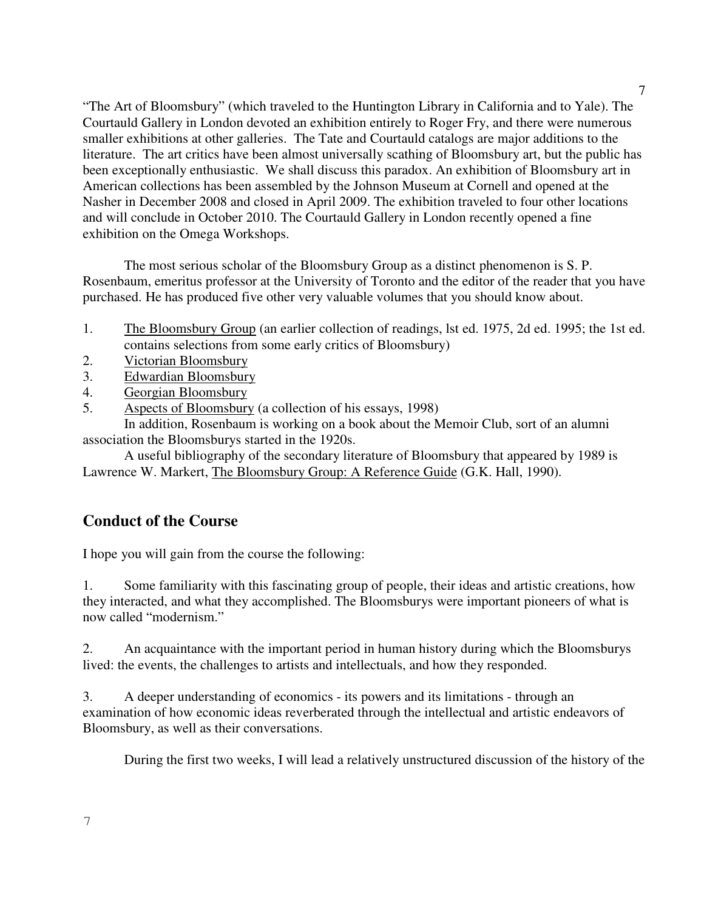"The Art of Bloomsbury" (which traveled to the Huntington Library in California and to Yale). The Courtauld Gallery in London devoted an exhibition entirely to Roger Fry, and there were numerous smaller exhibitions at other galleries. The Tate and Courtauld catalogs are major additions to the literature. The art critics have been almost universally scathing of Bloomsbury art, but the public has been exceptionally enthusiastic. We shall discuss this paradox. An exhibition of Bloomsbury art in American collections has been assembled by the Johnson Museum at Cornell and opened at the Nasher in December 2008 and closed in April 2009. The exhibition traveled to four other locations and will conclude in October 2010. The Courtauld Gallery in London recently opened a fine exhibition on the Omega Workshops.

The most serious scholar of the Bloomsbury Group as a distinct phenomenon is S. P. Rosenbaum, emeritus professor at the University of Toronto and the editor of the reader that you have purchased. He has produced five other very valuable volumes that you should know about.

1. The Bloomsbury Group (an earlier collection of readings, lst ed. 1975, 2d ed. 1995; the 1st ed. contains selections from some early critics of Bloomsbury)
2. Victorian Bloomsbury
3. Edwardian Bloomsbury
4. Georgian Bloomsbury
5. Aspects of Bloomsbury (a collection of his essays, 1998)

In addition, Rosenbaum is working on a book about the Memoir Club, sort of an alumni association the Bloomsburys started in the 1920s.

A useful bibliography of the secondary literature of Bloomsbury that appeared by 1989 is Lawrence W. Markert, The Bloomsbury Group: A Reference Guide (G.K. Hall, 1990).

## Conduct of the Course

I hope you will gain from the course the following:

1. Some familiarity with this fascinating group of people, their ideas and artistic creations, how they interacted, and what they accomplished. The Bloomsburys were important pioneers of what is now called "modernism."

2. An acquaintance with the important period in human history during which the Bloomsburys lived: the events, the challenges to artists and intellectuals, and how they responded.

3. A deeper understanding of economics - its powers and its limitations - through an examination of how economic ideas reverberated through the intellectual and artistic endeavors of Bloomsbury, as well as their conversations.

During the first two weeks, I will lead a relatively unstructured discussion of the history of the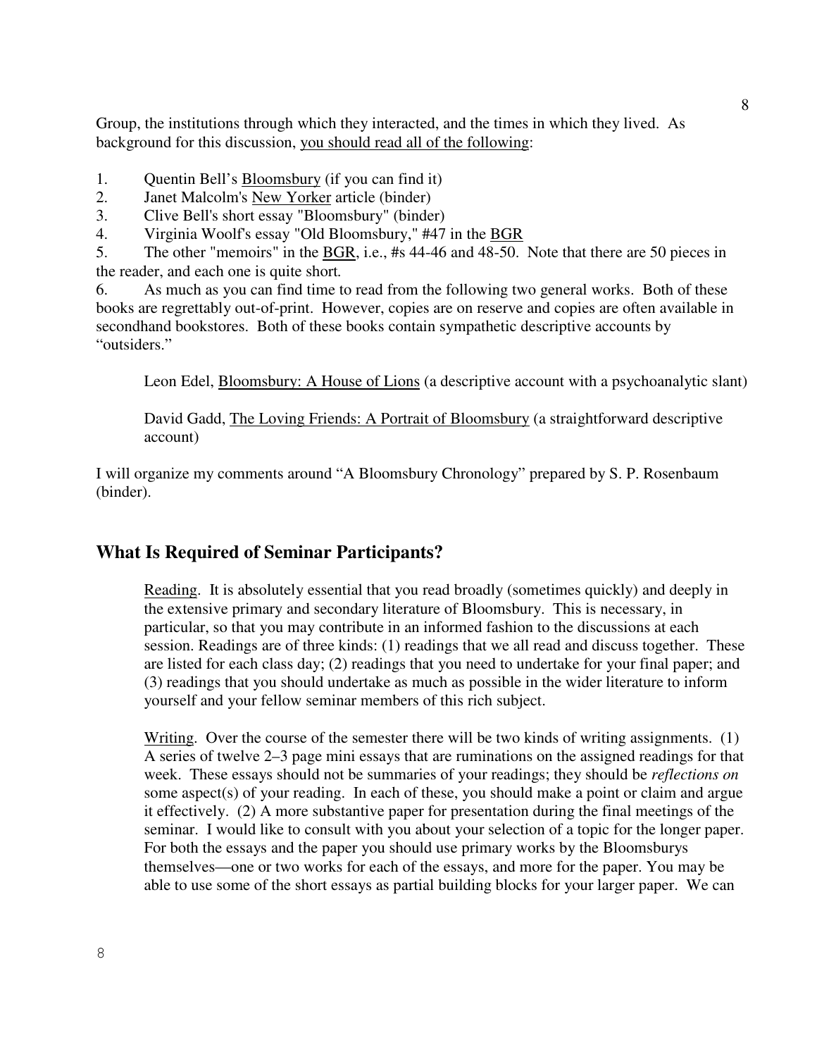Group, the institutions through which they interacted, and the times in which they lived. As background for this discussion, <u>you should read all of the following</u>:

1. Quentin Bell's <u>Bloomsbury</u> (if you can find it)
2. Janet Malcolm's <u>New Yorker</u> article (binder)
3. Clive Bell's short essay "Bloomsbury" (binder)
4. Virginia Woolf's essay "Old Bloomsbury," #47 in the <u>BGR</u>
5. The other "memoirs" in the <u>BGR</u>, i.e., #s 44-46 and 48-50. Note that there are 50 pieces in the reader, and each one is quite short.
6. As much as you can find time to read from the following two general works. Both of these books are regrettably out-of-print. However, copies are on reserve and copies are often available in secondhand bookstores. Both of these books contain sympathetic descriptive accounts by "outsiders."

   Leon Edel, <u>Bloomsbury: A House of Lions</u> (a descriptive account with a psychoanalytic slant)

   David Gadd, <u>The Loving Friends: A Portrait of Bloomsbury</u> (a straightforward descriptive account)

I will organize my comments around "A Bloomsbury Chronology" prepared by S. P. Rosenbaum (binder).

## What Is Required of Seminar Participants?

<u>Reading</u>. It is absolutely essential that you read broadly (sometimes quickly) and deeply in the extensive primary and secondary literature of Bloomsbury. This is necessary, in particular, so that you may contribute in an informed fashion to the discussions at each session. Readings are of three kinds: (1) readings that we all read and discuss together. These are listed for each class day; (2) readings that you need to undertake for your final paper; and (3) readings that you should undertake as much as possible in the wider literature to inform yourself and your fellow seminar members of this rich subject.

<u>Writing</u>. Over the course of the semester there will be two kinds of writing assignments. (1) A series of twelve 2–3 page mini essays that are ruminations on the assigned readings for that week. These essays should not be summaries of your readings; they should be *reflections on* some aspect(s) of your reading. In each of these, you should make a point or claim and argue it effectively. (2) A more substantive paper for presentation during the final meetings of the seminar. I would like to consult with you about your selection of a topic for the longer paper. For both the essays and the paper you should use primary works by the Bloomsburys themselves—one or two works for each of the essays, and more for the paper. You may be able to use some of the short essays as partial building blocks for your larger paper. We can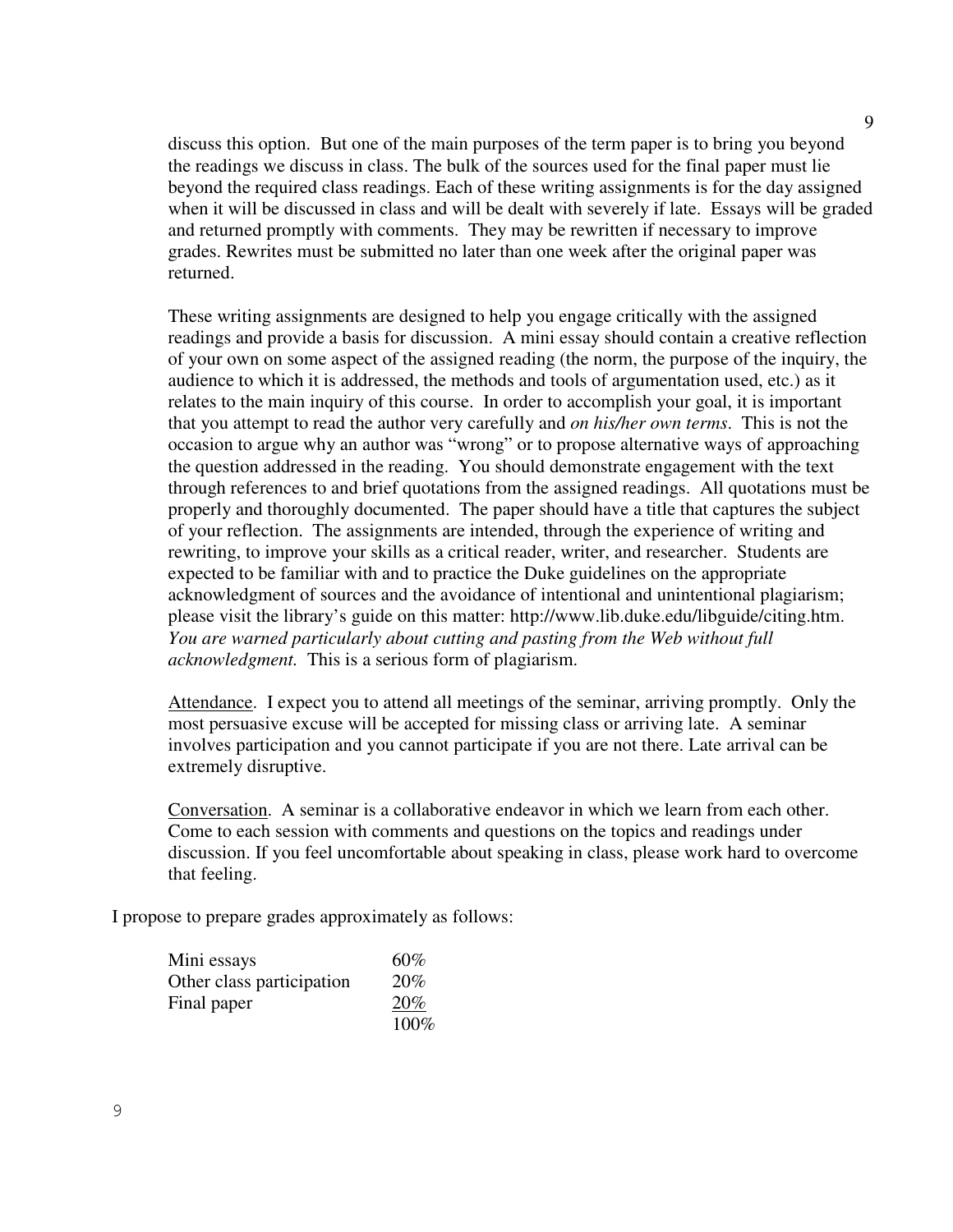discuss this option. But one of the main purposes of the term paper is to bring you beyond the readings we discuss in class. The bulk of the sources used for the final paper must lie beyond the required class readings. Each of these writing assignments is for the day assigned when it will be discussed in class and will be dealt with severely if late. Essays will be graded and returned promptly with comments. They may be rewritten if necessary to improve grades. Rewrites must be submitted no later than one week after the original paper was returned.

These writing assignments are designed to help you engage critically with the assigned readings and provide a basis for discussion. A mini essay should contain a creative reflection of your own on some aspect of the assigned reading (the norm, the purpose of the inquiry, the audience to which it is addressed, the methods and tools of argumentation used, etc.) as it relates to the main inquiry of this course. In order to accomplish your goal, it is important that you attempt to read the author very carefully and *on his/her own terms*. This is not the occasion to argue why an author was "wrong" or to propose alternative ways of approaching the question addressed in the reading. You should demonstrate engagement with the text through references to and brief quotations from the assigned readings. All quotations must be properly and thoroughly documented. The paper should have a title that captures the subject of your reflection. The assignments are intended, through the experience of writing and rewriting, to improve your skills as a critical reader, writer, and researcher. Students are expected to be familiar with and to practice the Duke guidelines on the appropriate acknowledgment of sources and the avoidance of intentional and unintentional plagiarism; please visit the library's guide on this matter: http://www.lib.duke.edu/libguide/citing.htm. *You are warned particularly about cutting and pasting from the Web without full acknowledgment.* This is a serious form of plagiarism.

<u>Attendance</u>. I expect you to attend all meetings of the seminar, arriving promptly. Only the most persuasive excuse will be accepted for missing class or arriving late. A seminar involves participation and you cannot participate if you are not there. Late arrival can be extremely disruptive.

<u>Conversation</u>. A seminar is a collaborative endeavor in which we learn from each other. Come to each session with comments and questions on the topics and readings under discussion. If you feel uncomfortable about speaking in class, please work hard to overcome that feeling.

I propose to prepare grades approximately as follows:

| | |
|---|---|
| Mini essays | 60% |
| Other class participation | 20% |
| Final paper | 20% |
| | 100% |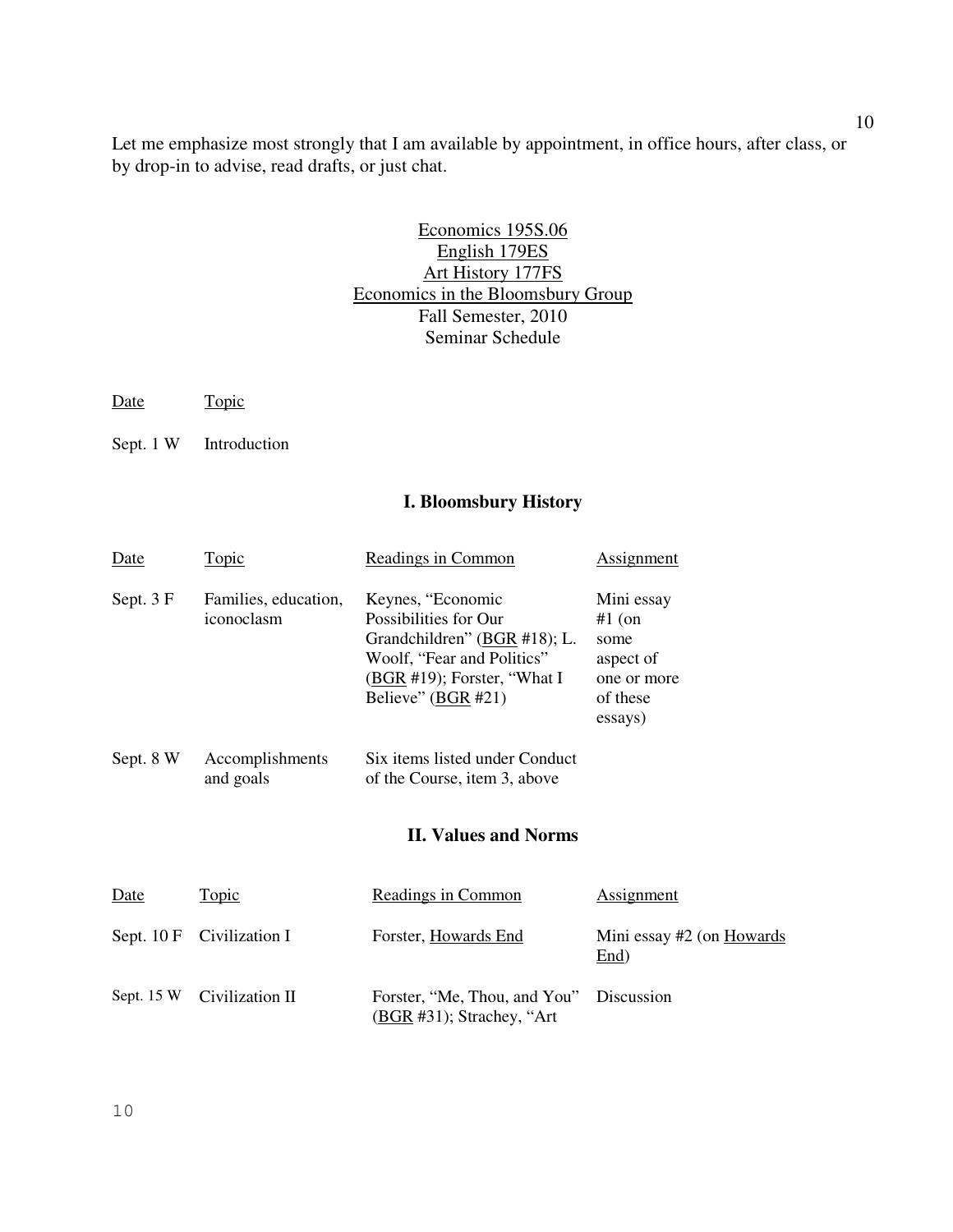Let me emphasize most strongly that I am available by appointment, in office hours, after class, or by drop-in to advise, read drafts, or just chat.

Economics 195S.06
English 179ES
Art History 177FS
Economics in the Bloomsbury Group
Fall Semester, 2010
Seminar Schedule

| Date | Topic |
|---|---|
| Sept. 1 W | Introduction |

### I. Bloomsbury History

| Date | Topic | Readings in Common | Assignment |
|---|---|---|---|
| Sept. 3 F | Families, education, iconoclasm | Keynes, "Economic Possibilities for Our Grandchildren" (BGR #18); L. Woolf, "Fear and Politics" (BGR #19); Forster, "What I Believe" (BGR #21) | Mini essay #1 (on some aspect of one or more of these essays) |
| Sept. 8 W | Accomplishments and goals | Six items listed under Conduct of the Course, item 3, above | |

### II. Values and Norms

| Date | Topic | Readings in Common | Assignment |
|---|---|---|---|
| Sept. 10 F | Civilization I | Forster, Howards End | Mini essay #2 (on Howards End) |
| Sept. 15 W | Civilization II | Forster, "Me, Thou, and You" (BGR #31); Strachey, "Art | Discussion |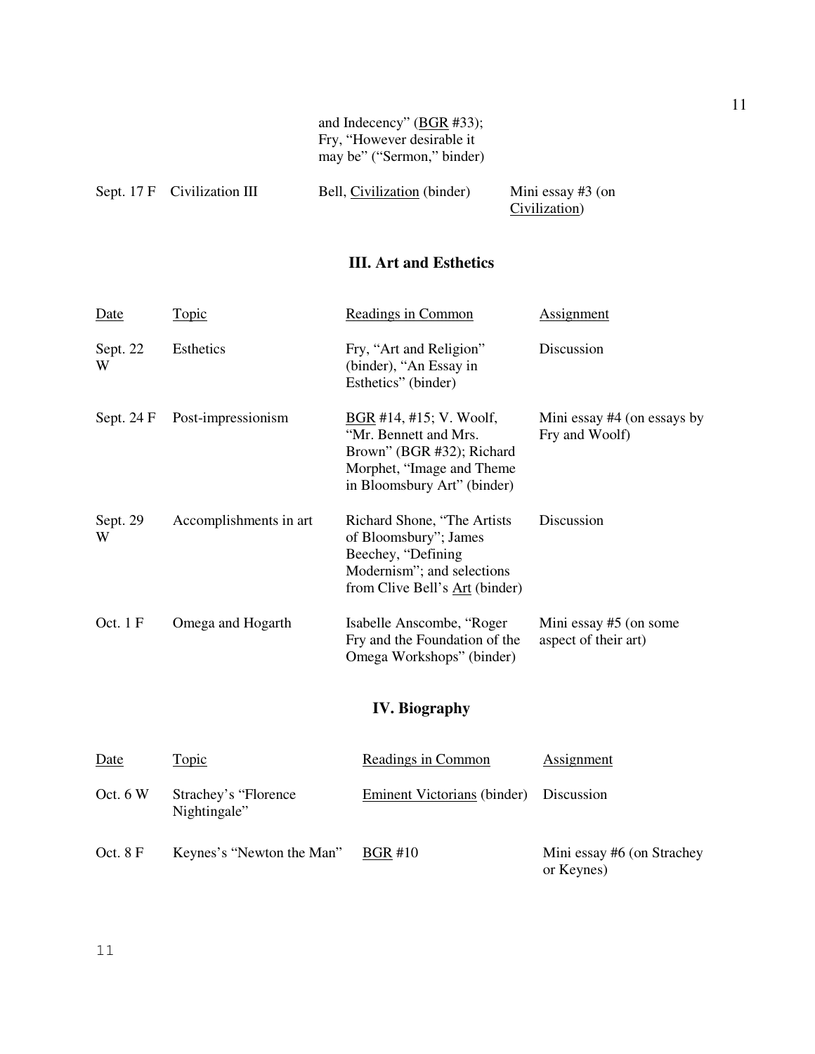| | | | |
|---|---|---|---|
| | | and Indecency" (BGR #33); Fry, "However desirable it may be" ("Sermon," binder) | |
| Sept. 17 F | Civilization III | Bell, Civilization (binder) | Mini essay #3 (on Civilization) |

## III. Art and Esthetics

| Date | Topic | Readings in Common | Assignment |
|---|---|---|---|
| Sept. 22 W | Esthetics | Fry, "Art and Religion" (binder), "An Essay in Esthetics" (binder) | Discussion |
| Sept. 24 F | Post-impressionism | BGR #14, #15; V. Woolf, "Mr. Bennett and Mrs. Brown" (BGR #32); Richard Morphet, "Image and Theme in Bloomsbury Art" (binder) | Mini essay #4 (on essays by Fry and Woolf) |
| Sept. 29 W | Accomplishments in art | Richard Shone, "The Artists of Bloomsbury"; James Beechey, "Defining Modernism"; and selections from Clive Bell's Art (binder) | Discussion |
| Oct. 1 F | Omega and Hogarth | Isabelle Anscombe, "Roger Fry and the Foundation of the Omega Workshops" (binder) | Mini essay #5 (on some aspect of their art) |

## IV. Biography

| Date | Topic | Readings in Common | Assignment |
|---|---|---|---|
| Oct. 6 W | Strachey's "Florence Nightingale" | Eminent Victorians (binder) | Discussion |
| Oct. 8 F | Keynes's "Newton the Man" | BGR #10 | Mini essay #6 (on Strachey or Keynes) |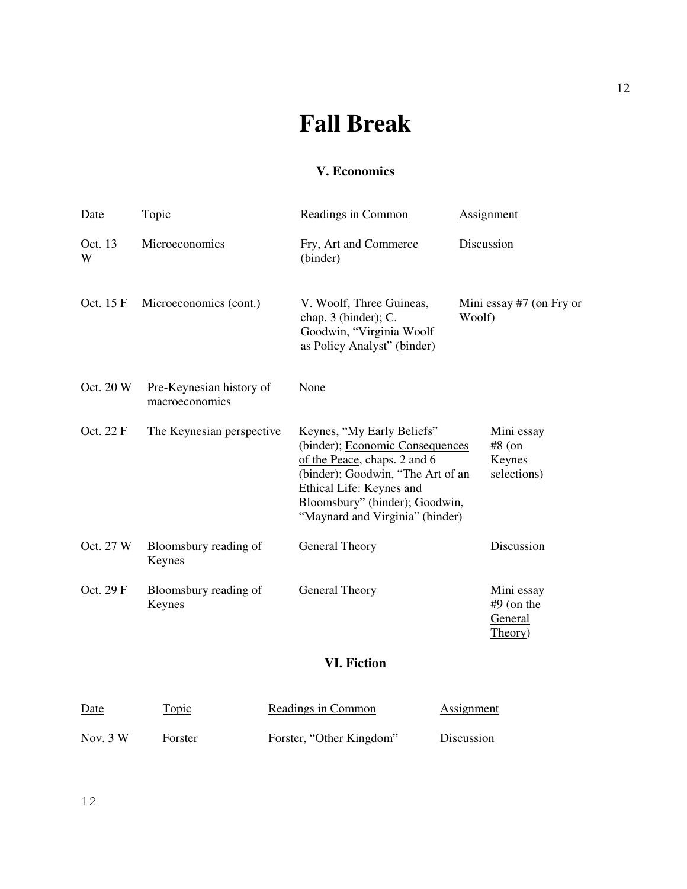# Fall Break

### V. Economics

| Date | Topic | Readings in Common | Assignment |
|---|---|---|---|
| Oct. 13 W | Microeconomics | Fry, Art and Commerce (binder) | Discussion |
| Oct. 15 F | Microeconomics (cont.) | V. Woolf, Three Guineas, chap. 3 (binder); C. Goodwin, "Virginia Woolf as Policy Analyst" (binder) | Mini essay #7 (on Fry or Woolf) |
| Oct. 20 W | Pre-Keynesian history of macroeconomics | None | |
| Oct. 22 F | The Keynesian perspective | Keynes, "My Early Beliefs" (binder); Economic Consequences of the Peace, chaps. 2 and 6 (binder); Goodwin, "The Art of an Ethical Life: Keynes and Bloomsbury" (binder); Goodwin, "Maynard and Virginia" (binder) | Mini essay #8 (on Keynes selections) |
| Oct. 27 W | Bloomsbury reading of Keynes | General Theory | Discussion |
| Oct. 29 F | Bloomsbury reading of Keynes | General Theory | Mini essay #9 (on the General Theory) |

### VI. Fiction

| Date | Topic | Readings in Common | Assignment |
|---|---|---|---|
| Nov. 3 W | Forster | Forster, "Other Kingdom" | Discussion |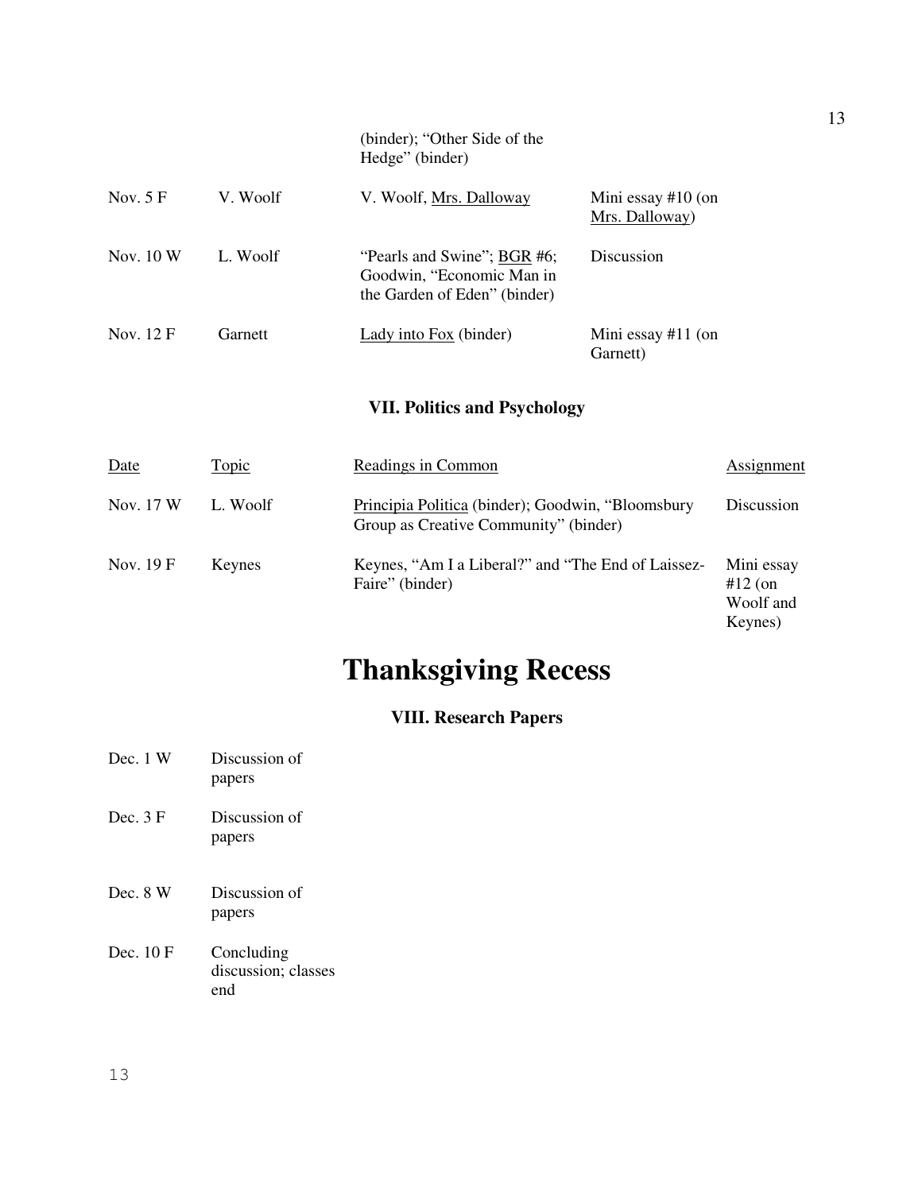| | | | |
|---|---|---|---|
| | | (binder); "Other Side of the Hedge" (binder) | |
| Nov. 5 F | V. Woolf | V. Woolf, Mrs. Dalloway | Mini essay #10 (on Mrs. Dalloway) |
| Nov. 10 W | L. Woolf | "Pearls and Swine"; BGR #6; Goodwin, "Economic Man in the Garden of Eden" (binder) | Discussion |
| Nov. 12 F | Garnett | Lady into Fox (binder) | Mini essay #11 (on Garnett) |

### VII. Politics and Psychology

| Date | Topic | Readings in Common | Assignment |
|---|---|---|---|
| Nov. 17 W | L. Woolf | Principia Politica (binder); Goodwin, "Bloomsbury Group as Creative Community" (binder) | Discussion |
| Nov. 19 F | Keynes | Keynes, "Am I a Liberal?" and "The End of Laissez-Faire" (binder) | Mini essay #12 (on Woolf and Keynes) |

# Thanksgiving Recess

### VIII. Research Papers

| | |
|---|---|
| Dec. 1 W | Discussion of papers |
| Dec. 3 F | Discussion of papers |
| Dec. 8 W | Discussion of papers |
| Dec. 10 F | Concluding discussion; classes end |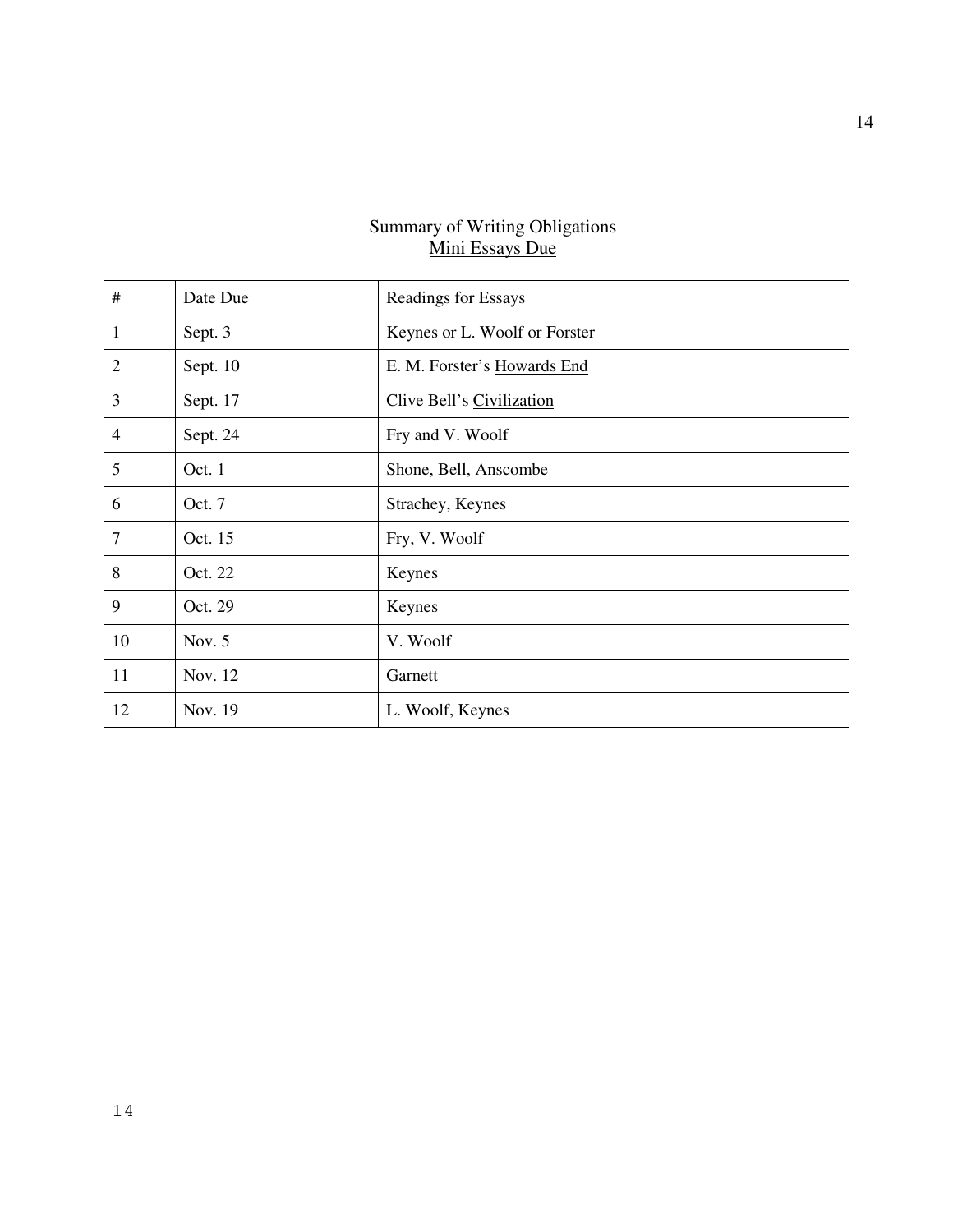## Summary of Writing Obligations

### Mini Essays Due

| # | Date Due | Readings for Essays |
|---|---|---|
| 1 | Sept. 3 | Keynes or L. Woolf or Forster |
| 2 | Sept. 10 | E. M. Forster's Howards End |
| 3 | Sept. 17 | Clive Bell's Civilization |
| 4 | Sept. 24 | Fry and V. Woolf |
| 5 | Oct. 1 | Shone, Bell, Anscombe |
| 6 | Oct. 7 | Strachey, Keynes |
| 7 | Oct. 15 | Fry, V. Woolf |
| 8 | Oct. 22 | Keynes |
| 9 | Oct. 29 | Keynes |
| 10 | Nov. 5 | V. Woolf |
| 11 | Nov. 12 | Garnett |
| 12 | Nov. 19 | L. Woolf, Keynes |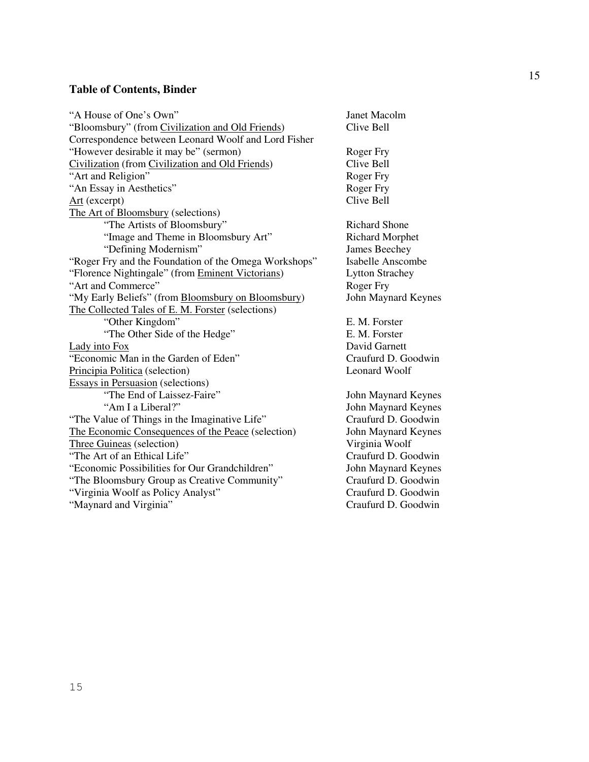### Table of Contents, Binder

| | |
|---|---|
| "A House of One's Own" | Janet Macolm |
| "Bloomsbury" (from Civilization and Old Friends) | Clive Bell |
| Correspondence between Leonard Woolf and Lord Fisher | |
| "However desirable it may be" (sermon) | Roger Fry |
| Civilization (from Civilization and Old Friends) | Clive Bell |
| "Art and Religion" | Roger Fry |
| "An Essay in Aesthetics" | Roger Fry |
| Art (excerpt) | Clive Bell |
| The Art of Bloomsbury (selections) | |
| &nbsp;&nbsp;&nbsp;&nbsp;"The Artists of Bloomsbury" | Richard Shone |
| &nbsp;&nbsp;&nbsp;&nbsp;"Image and Theme in Bloomsbury Art" | Richard Morphet |
| &nbsp;&nbsp;&nbsp;&nbsp;"Defining Modernism" | James Beechey |
| "Roger Fry and the Foundation of the Omega Workshops" | Isabelle Anscombe |
| "Florence Nightingale" (from Eminent Victorians) | Lytton Strachey |
| "Art and Commerce" | Roger Fry |
| "My Early Beliefs" (from Bloomsbury on Bloomsbury) | John Maynard Keynes |
| The Collected Tales of E. M. Forster (selections) | |
| &nbsp;&nbsp;&nbsp;&nbsp;"Other Kingdom" | E. M. Forster |
| &nbsp;&nbsp;&nbsp;&nbsp;"The Other Side of the Hedge" | E. M. Forster |
| Lady into Fox | David Garnett |
| "Economic Man in the Garden of Eden" | Craufurd D. Goodwin |
| Principia Politica (selection) | Leonard Woolf |
| Essays in Persuasion (selections) | |
| &nbsp;&nbsp;&nbsp;&nbsp;"The End of Laissez-Faire" | John Maynard Keynes |
| &nbsp;&nbsp;&nbsp;&nbsp;"Am I a Liberal?" | John Maynard Keynes |
| "The Value of Things in the Imaginative Life" | Craufurd D. Goodwin |
| The Economic Consequences of the Peace (selection) | John Maynard Keynes |
| Three Guineas (selection) | Virginia Woolf |
| "The Art of an Ethical Life" | Craufurd D. Goodwin |
| "Economic Possibilities for Our Grandchildren" | John Maynard Keynes |
| "The Bloomsbury Group as Creative Community" | Craufurd D. Goodwin |
| "Virginia Woolf as Policy Analyst" | Craufurd D. Goodwin |
| "Maynard and Virginia" | Craufurd D. Goodwin |